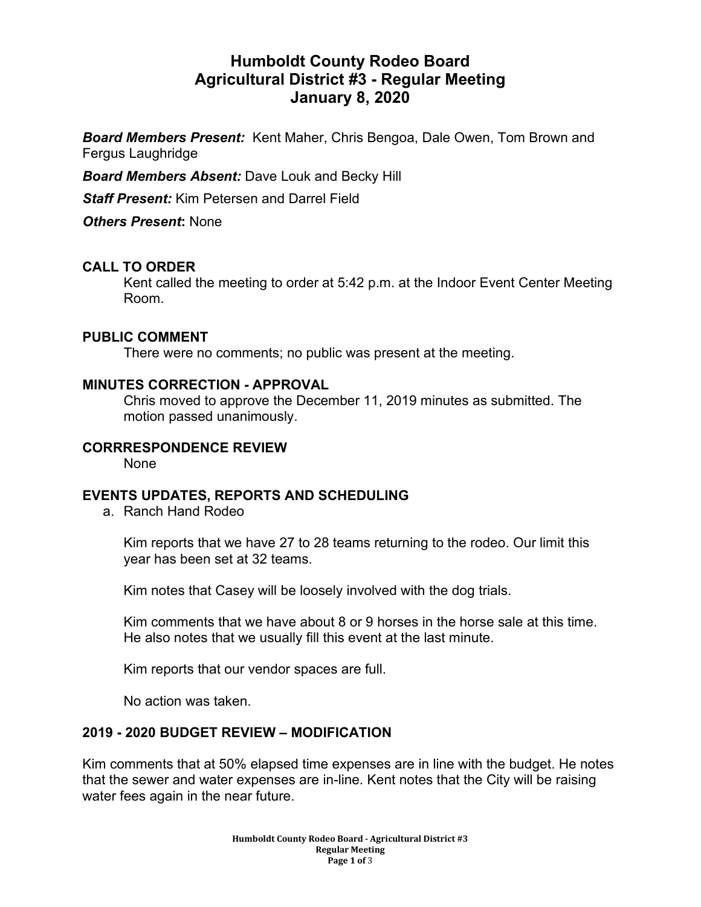# Humboldt County Rodeo Board
# Agricultural District #3 - Regular Meeting
# January 8, 2020

***Board Members Present:*** Kent Maher, Chris Bengoa, Dale Owen, Tom Brown and Fergus Laughridge

***Board Members Absent:*** Dave Louk and Becky Hill

***Staff Present:*** Kim Petersen and Darrel Field

***Others Present*:** None

## CALL TO ORDER

Kent called the meeting to order at 5:42 p.m. at the Indoor Event Center Meeting Room.

## PUBLIC COMMENT

There were no comments; no public was present at the meeting.

## MINUTES CORRECTION - APPROVAL

Chris moved to approve the December 11, 2019 minutes as submitted. The motion passed unanimously.

## CORRRESPONDENCE REVIEW

None

## EVENTS UPDATES, REPORTS AND SCHEDULING

a. Ranch Hand Rodeo

Kim reports that we have 27 to 28 teams returning to the rodeo. Our limit this year has been set at 32 teams.

Kim notes that Casey will be loosely involved with the dog trials.

Kim comments that we have about 8 or 9 horses in the horse sale at this time. He also notes that we usually fill this event at the last minute.

Kim reports that our vendor spaces are full.

No action was taken.

## 2019 - 2020 BUDGET REVIEW – MODIFICATION

Kim comments that at 50% elapsed time expenses are in line with the budget. He notes that the sewer and water expenses are in-line. Kent notes that the City will be raising water fees again in the near future.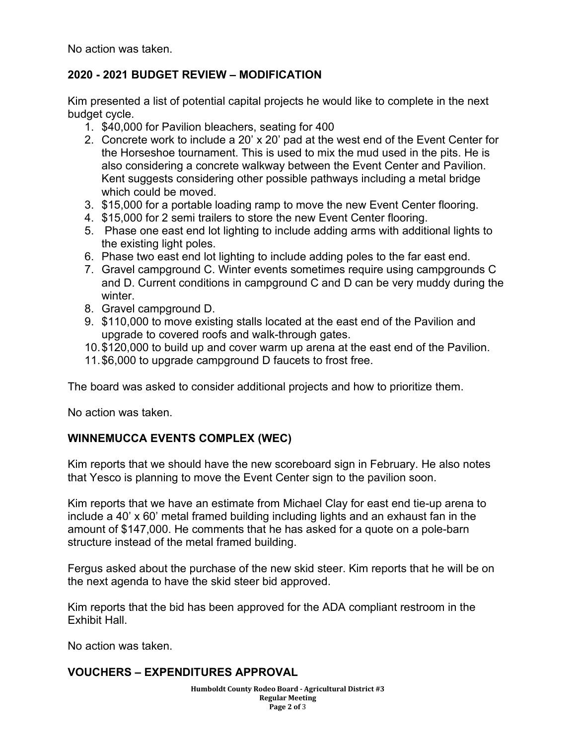No action was taken.

## 2020 - 2021 BUDGET REVIEW – MODIFICATION

Kim presented a list of potential capital projects he would like to complete in the next budget cycle.

1. $40,000 for Pavilion bleachers, seating for 400
2. Concrete work to include a 20' x 20' pad at the west end of the Event Center for the Horseshoe tournament. This is used to mix the mud used in the pits. He is also considering a concrete walkway between the Event Center and Pavilion. Kent suggests considering other possible pathways including a metal bridge which could be moved.
3. $15,000 for a portable loading ramp to move the new Event Center flooring.
4. $15,000 for 2 semi trailers to store the new Event Center flooring.
5. Phase one east end lot lighting to include adding arms with additional lights to the existing light poles.
6. Phase two east end lot lighting to include adding poles to the far east end.
7. Gravel campground C. Winter events sometimes require using campgrounds C and D. Current conditions in campground C and D can be very muddy during the winter.
8. Gravel campground D.
9. $110,000 to move existing stalls located at the east end of the Pavilion and upgrade to covered roofs and walk-through gates.
10. $120,000 to build up and cover warm up arena at the east end of the Pavilion.
11. $6,000 to upgrade campground D faucets to frost free.

The board was asked to consider additional projects and how to prioritize them.

No action was taken.

## WINNEMUCCA EVENTS COMPLEX (WEC)

Kim reports that we should have the new scoreboard sign in February. He also notes that Yesco is planning to move the Event Center sign to the pavilion soon.

Kim reports that we have an estimate from Michael Clay for east end tie-up arena to include a 40' x 60' metal framed building including lights and an exhaust fan in the amount of $147,000. He comments that he has asked for a quote on a pole-barn structure instead of the metal framed building.

Fergus asked about the purchase of the new skid steer. Kim reports that he will be on the next agenda to have the skid steer bid approved.

Kim reports that the bid has been approved for the ADA compliant restroom in the Exhibit Hall.

No action was taken.

## VOUCHERS – EXPENDITURES APPROVAL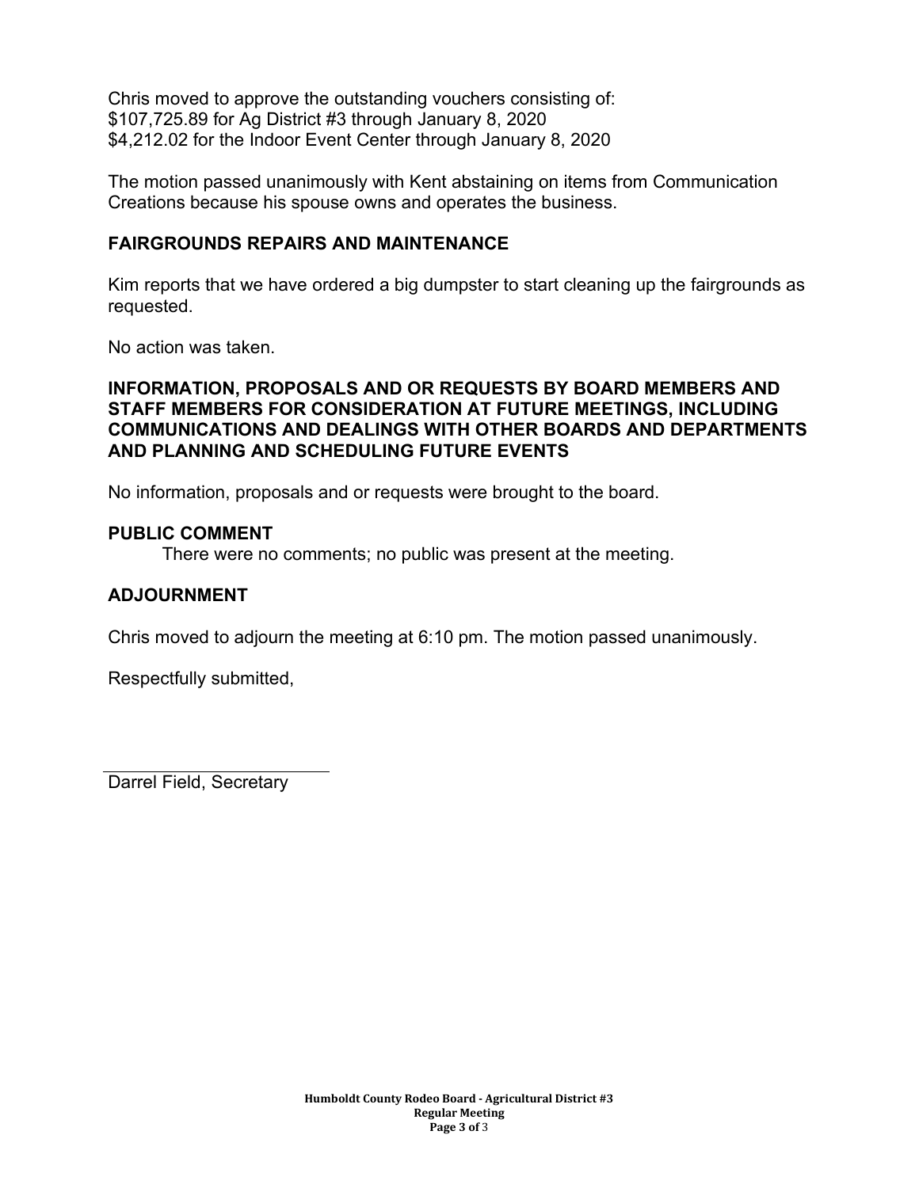Chris moved to approve the outstanding vouchers consisting of:
$107,725.89 for Ag District #3 through January 8, 2020
$4,212.02 for the Indoor Event Center through January 8, 2020

The motion passed unanimously with Kent abstaining on items from Communication Creations because his spouse owns and operates the business.

## FAIRGROUNDS REPAIRS AND MAINTENANCE

Kim reports that we have ordered a big dumpster to start cleaning up the fairgrounds as requested.

No action was taken.

## INFORMATION, PROPOSALS AND OR REQUESTS BY BOARD MEMBERS AND STAFF MEMBERS FOR CONSIDERATION AT FUTURE MEETINGS, INCLUDING COMMUNICATIONS AND DEALINGS WITH OTHER BOARDS AND DEPARTMENTS AND PLANNING AND SCHEDULING FUTURE EVENTS

No information, proposals and or requests were brought to the board.

## PUBLIC COMMENT

There were no comments; no public was present at the meeting.

## ADJOURNMENT

Chris moved to adjourn the meeting at 6:10 pm. The motion passed unanimously.

Respectfully submitted,

Darrel Field, Secretary